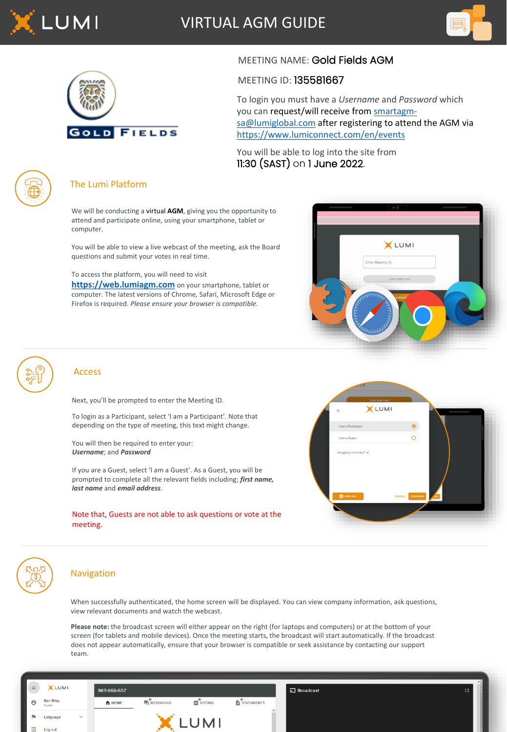# VIRTUAL AGM GUIDE

MEETING NAME: Gold Fields AGM

MEETING ID: 135581667

To login you must have a *Username* and *Password* which you can request/will receive from smartagm-sa@lumiglobal.com after registering to attend the AGM via https://www.lumiconnect.com/en/events

You will be able to log into the site from 11:30 (SAST) on 1 June 2022.

## The Lumi Platform

We will be conducting a virtual **AGM**, giving you the opportunity to attend and participate online, using your smartphone, tablet or computer.

You will be able to view a live webcast of the meeting, ask the Board questions and submit your votes in real time.

To access the platform, you will need to visit **https://web.lumiagm.com** on your smartphone, tablet or computer. The latest versions of Chrome, Safari, Microsoft Edge or Firefox is required. *Please ensure your browser is compatible.*

## Access

Next, you'll be prompted to enter the Meeting ID.

To login as a Participant, select 'I am a Participant'. Note that depending on the type of meeting, this text might change.

You will then be required to enter your:
***Username***; and ***Password***

If you are a Guest, select 'I am a Guest'. As a Guest, you will be prompted to complete all the relevant fields including; ***first name, last name*** and ***email address***.

Note that, Guests are not able to ask questions or vote at the meeting.

## Navigation

When successfully authenticated, the home screen will be displayed. You can view company information, ask questions, view relevant documents and watch the webcast.

**Please note:** the broadcast screen will either appear on the right (for laptops and computers) or at the bottom of your screen (for tablets and mobile devices). Once the meeting starts, the broadcast will start automatically. If the broadcast does not appear automatically, ensure that your browser is compatible or seek assistance by contacting our support team.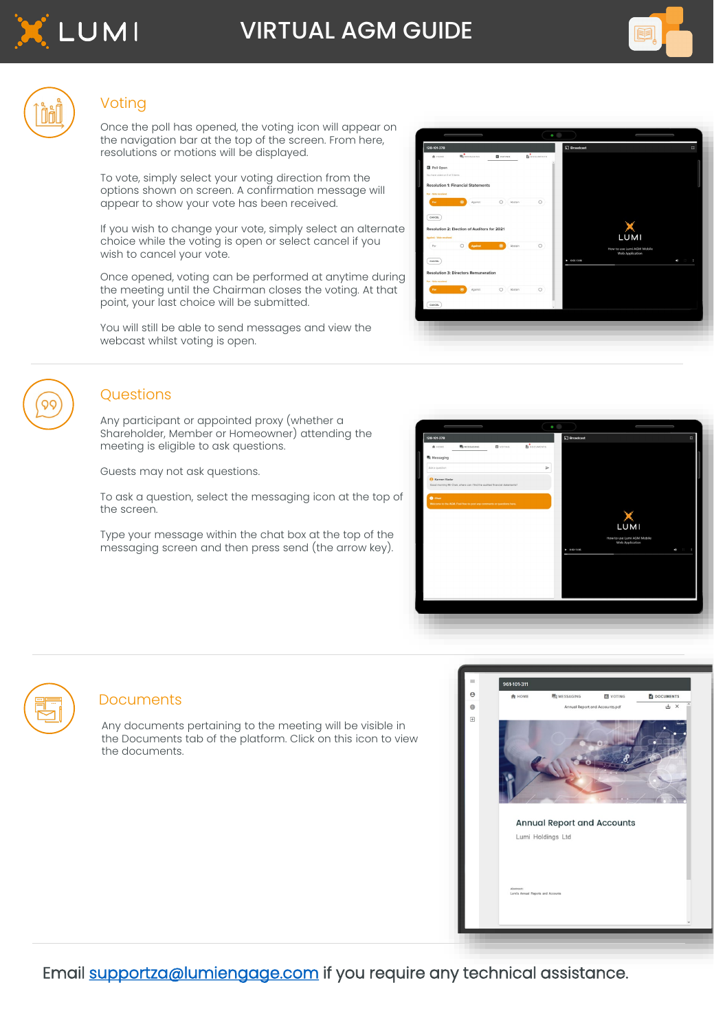# VIRTUAL AGM GUIDE

## Voting

Once the poll has opened, the voting icon will appear on the navigation bar at the top of the screen. From here, resolutions or motions will be displayed.

To vote, simply select your voting direction from the options shown on screen. A confirmation message will appear to show your vote has been received.

If you wish to change your vote, simply select an alternate choice while the voting is open or select cancel if you wish to cancel your vote.

Once opened, voting can be performed at anytime during the meeting until the Chairman closes the voting. At that point, your last choice will be submitted.

You will still be able to send messages and view the webcast whilst voting is open.

## Questions

Any participant or appointed proxy (whether a Shareholder, Member or Homeowner) attending the meeting is eligible to ask questions.

Guests may not ask questions.

To ask a question, select the messaging icon at the top of the screen.

Type your message within the chat box at the top of the messaging screen and then press send (the arrow key).

## Documents

Any documents pertaining to the meeting will be visible in the Documents tab of the platform. Click on this icon to view the documents.

Email supportza@lumiengage.com if you require any technical assistance.